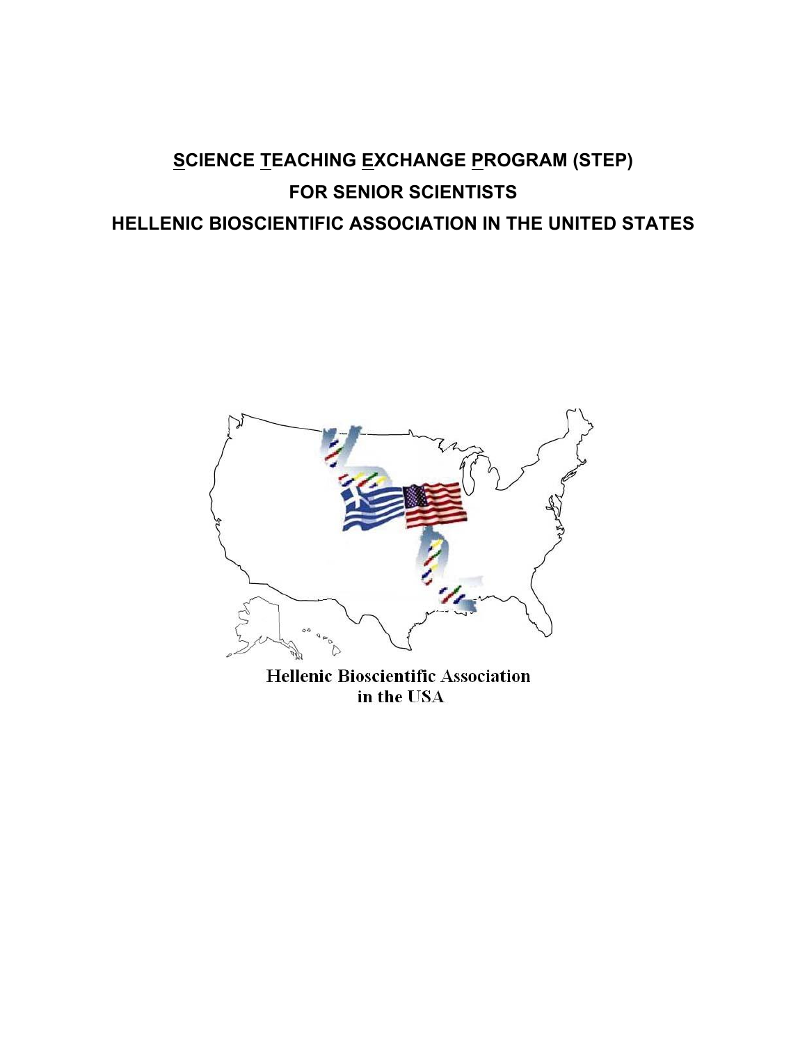# SCIENCE TEACHING EXCHANGE PROGRAM (STEP)

## FOR SENIOR SCIENTISTS

## HELLENIC BIOSCIENTIFIC ASSOCIATION IN THE UNITED STATES

Hellenic Bioscientific Association in the USA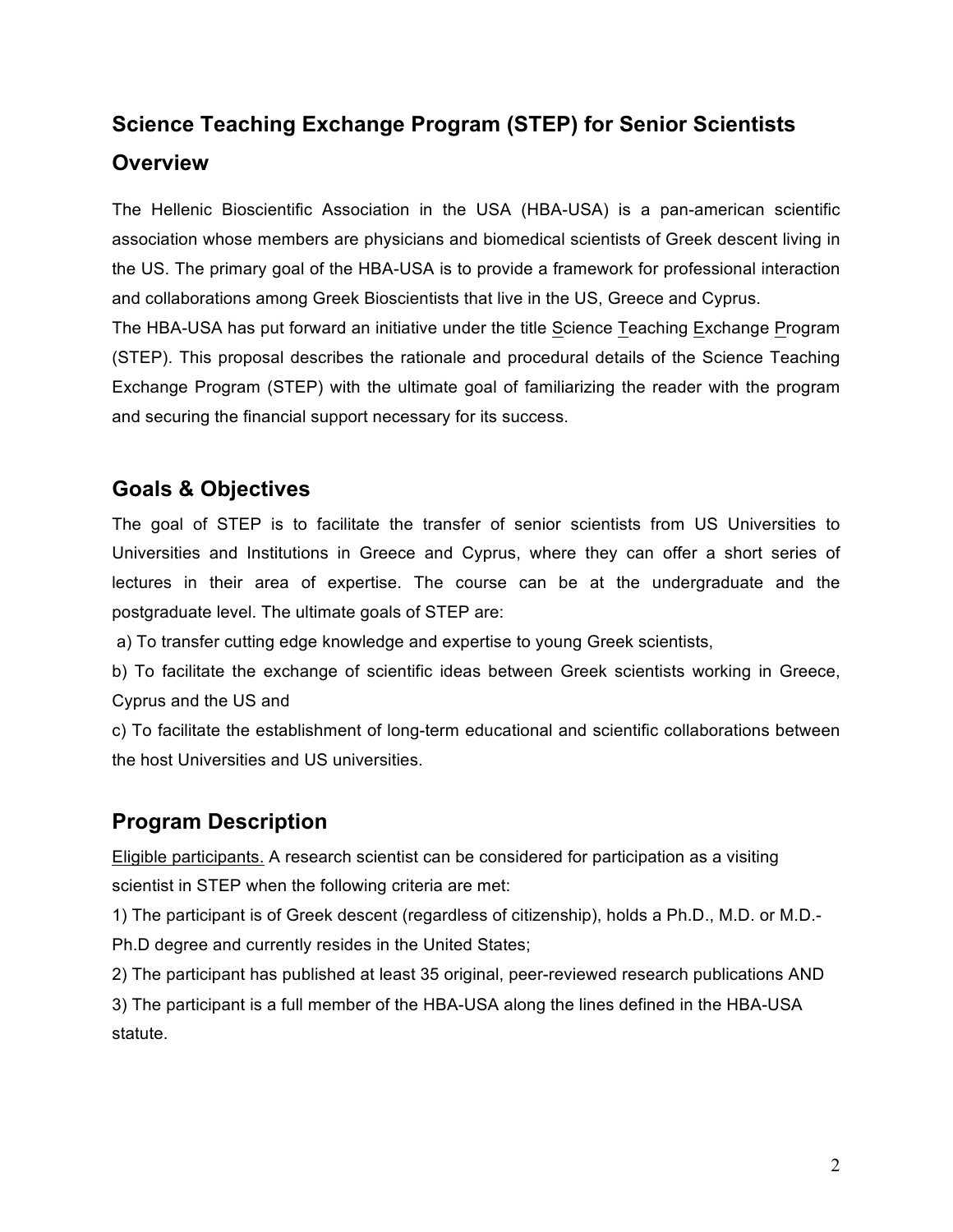## Science Teaching Exchange Program (STEP) for Senior Scientists

## Overview

The Hellenic Bioscientific Association in the USA (HBA-USA) is a pan-american scientific association whose members are physicians and biomedical scientists of Greek descent living in the US. The primary goal of the HBA-USA is to provide a framework for professional interaction and collaborations among Greek Bioscientists that live in the US, Greece and Cyprus.

The HBA-USA has put forward an initiative under the title Science Teaching Exchange Program (STEP). This proposal describes the rationale and procedural details of the Science Teaching Exchange Program (STEP) with the ultimate goal of familiarizing the reader with the program and securing the financial support necessary for its success.

## Goals & Objectives

The goal of STEP is to facilitate the transfer of senior scientists from US Universities to Universities and Institutions in Greece and Cyprus, where they can offer a short series of lectures in their area of expertise. The course can be at the undergraduate and the postgraduate level. The ultimate goals of STEP are:

a) To transfer cutting edge knowledge and expertise to young Greek scientists,

b) To facilitate the exchange of scientific ideas between Greek scientists working in Greece, Cyprus and the US and

c) To facilitate the establishment of long-term educational and scientific collaborations between the host Universities and US universities.

## Program Description

Eligible participants. A research scientist can be considered for participation as a visiting scientist in STEP when the following criteria are met:

1) The participant is of Greek descent (regardless of citizenship), holds a Ph.D., M.D. or M.D.-Ph.D degree and currently resides in the United States;

2) The participant has published at least 35 original, peer-reviewed research publications AND

3) The participant is a full member of the HBA-USA along the lines defined in the HBA-USA statute.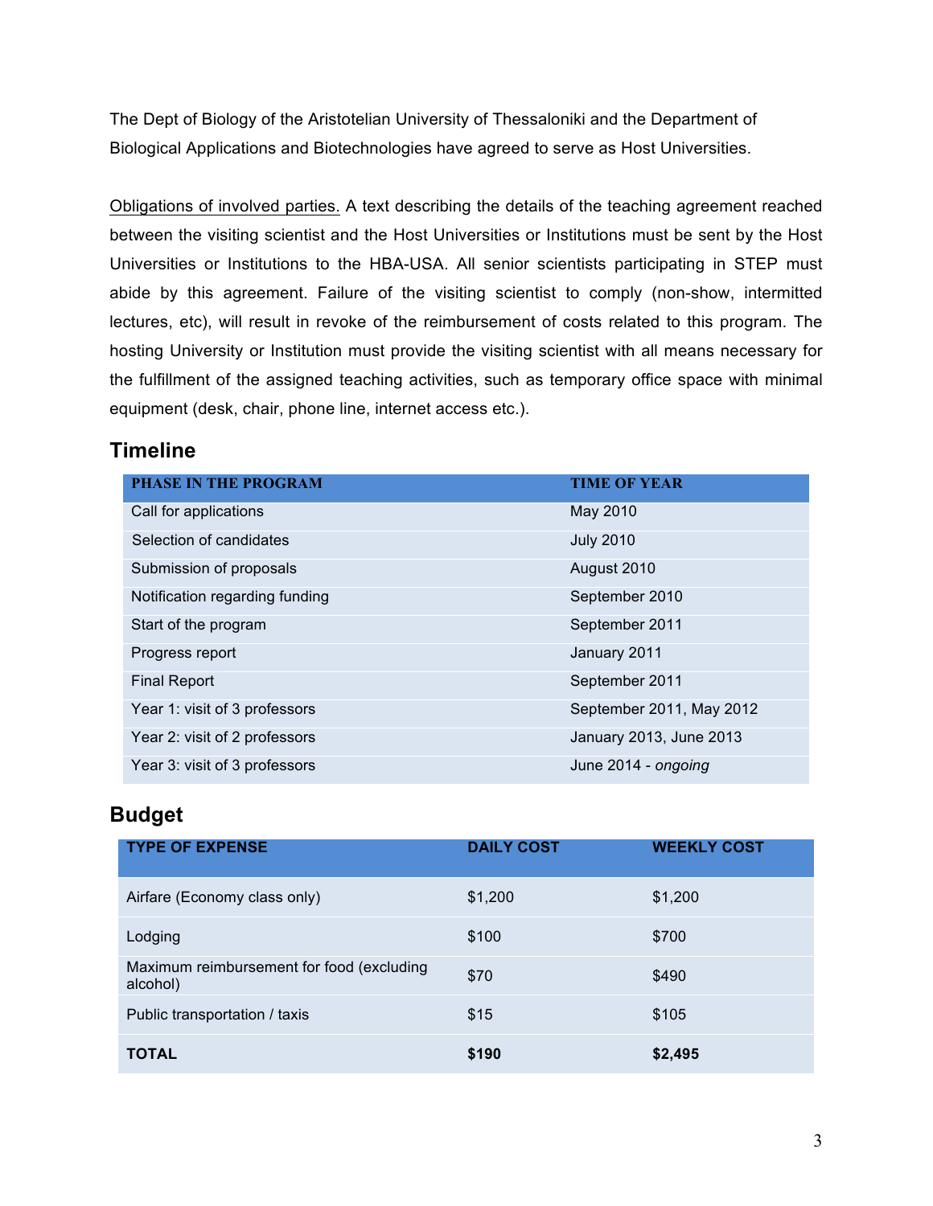The Dept of Biology of the Aristotelian University of Thessaloniki and the Department of Biological Applications and Biotechnologies have agreed to serve as Host Universities.

Obligations of involved parties. A text describing the details of the teaching agreement reached between the visiting scientist and the Host Universities or Institutions must be sent by the Host Universities or Institutions to the HBA-USA. All senior scientists participating in STEP must abide by this agreement. Failure of the visiting scientist to comply (non-show, intermitted lectures, etc), will result in revoke of the reimbursement of costs related to this program. The hosting University or Institution must provide the visiting scientist with all means necessary for the fulfillment of the assigned teaching activities, such as temporary office space with minimal equipment (desk, chair, phone line, internet access etc.).

## Timeline

| PHASE IN THE PROGRAM | TIME OF YEAR |
|---|---|
| Call for applications | May 2010 |
| Selection of candidates | July 2010 |
| Submission of proposals | August 2010 |
| Notification regarding funding | September 2010 |
| Start of the program | September 2011 |
| Progress report | January 2011 |
| Final Report | September 2011 |
| Year 1: visit of 3 professors | September 2011, May 2012 |
| Year 2: visit of 2 professors | January 2013, June 2013 |
| Year 3: visit of 3 professors | June 2014 - *ongoing* |

## Budget

| TYPE OF EXPENSE | DAILY COST | WEEKLY COST |
|---|---|---|
| Airfare (Economy class only) | $1,200 | $1,200 |
| Lodging | $100 | $700 |
| Maximum reimbursement for food (excluding alcohol) | $70 | $490 |
| Public transportation / taxis | $15 | $105 |
| **TOTAL** | **$190** | **$2,495** |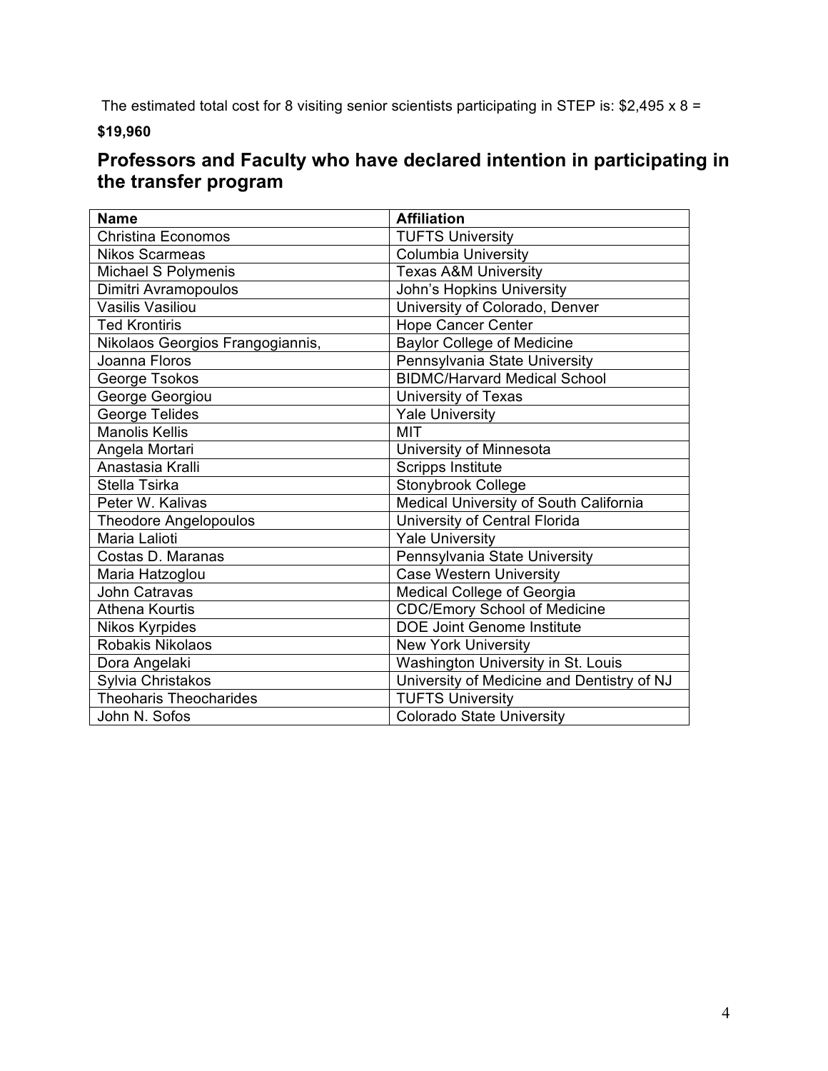The estimated total cost for 8 visiting senior scientists participating in STEP is: $2,495 x 8 =

**$19,960**

## Professors and Faculty who have declared intention in participating in the transfer program

| Name | Affiliation |
|---|---|
| Christina Economos | TUFTS University |
| Nikos Scarmeas | Columbia University |
| Michael S Polymenis | Texas A&M University |
| Dimitri Avramopoulos | John's Hopkins University |
| Vasilis Vasiliou | University of Colorado, Denver |
| Ted Krontiris | Hope Cancer Center |
| Nikolaos Georgios Frangogiannis, | Baylor College of Medicine |
| Joanna Floros | Pennsylvania State University |
| George Tsokos | BIDMC/Harvard Medical School |
| George Georgiou | University of Texas |
| George Telides | Yale University |
| Manolis Kellis | MIT |
| Angela Mortari | University of Minnesota |
| Anastasia Kralli | Scripps Institute |
| Stella Tsirka | Stonybrook College |
| Peter W. Kalivas | Medical University of South California |
| Theodore Angelopoulos | University of Central Florida |
| Maria Lalioti | Yale University |
| Costas D. Maranas | Pennsylvania State University |
| Maria Hatzoglou | Case Western University |
| John Catravas | Medical College of Georgia |
| Athena Kourtis | CDC/Emory School of Medicine |
| Nikos Kyrpides | DOE Joint Genome Institute |
| Robakis Nikolaos | New York University |
| Dora Angelaki | Washington University in St. Louis |
| Sylvia Christakos | University of Medicine and Dentistry of NJ |
| Theoharis Theocharides | TUFTS University |
| John N. Sofos | Colorado State University |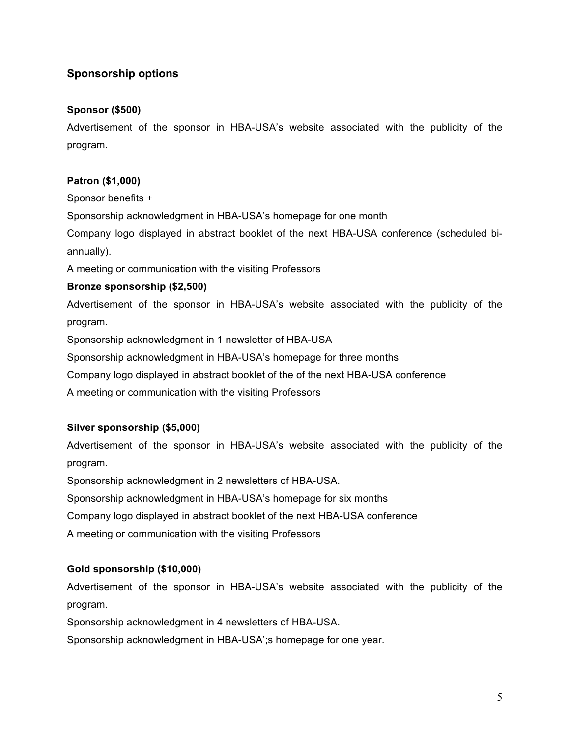## Sponsorship options

**Sponsor ($500)**

Advertisement of the sponsor in HBA-USA's website associated with the publicity of the program.

**Patron ($1,000)**

Sponsor benefits +

Sponsorship acknowledgment in HBA-USA's homepage for one month

Company logo displayed in abstract booklet of the next HBA-USA conference (scheduled bi-annually).

A meeting or communication with the visiting Professors

**Bronze sponsorship ($2,500)**

Advertisement of the sponsor in HBA-USA's website associated with the publicity of the program.

Sponsorship acknowledgment in 1 newsletter of HBA-USA

Sponsorship acknowledgment in HBA-USA's homepage for three months

Company logo displayed in abstract booklet of the of the next HBA-USA conference

A meeting or communication with the visiting Professors

**Silver sponsorship ($5,000)**

Advertisement of the sponsor in HBA-USA's website associated with the publicity of the program.

Sponsorship acknowledgment in 2 newsletters of HBA-USA.

Sponsorship acknowledgment in HBA-USA's homepage for six months

Company logo displayed in abstract booklet of the next HBA-USA conference

A meeting or communication with the visiting Professors

**Gold sponsorship ($10,000)**

Advertisement of the sponsor in HBA-USA's website associated with the publicity of the program.

Sponsorship acknowledgment in 4 newsletters of HBA-USA.

Sponsorship acknowledgment in HBA-USA';s homepage for one year.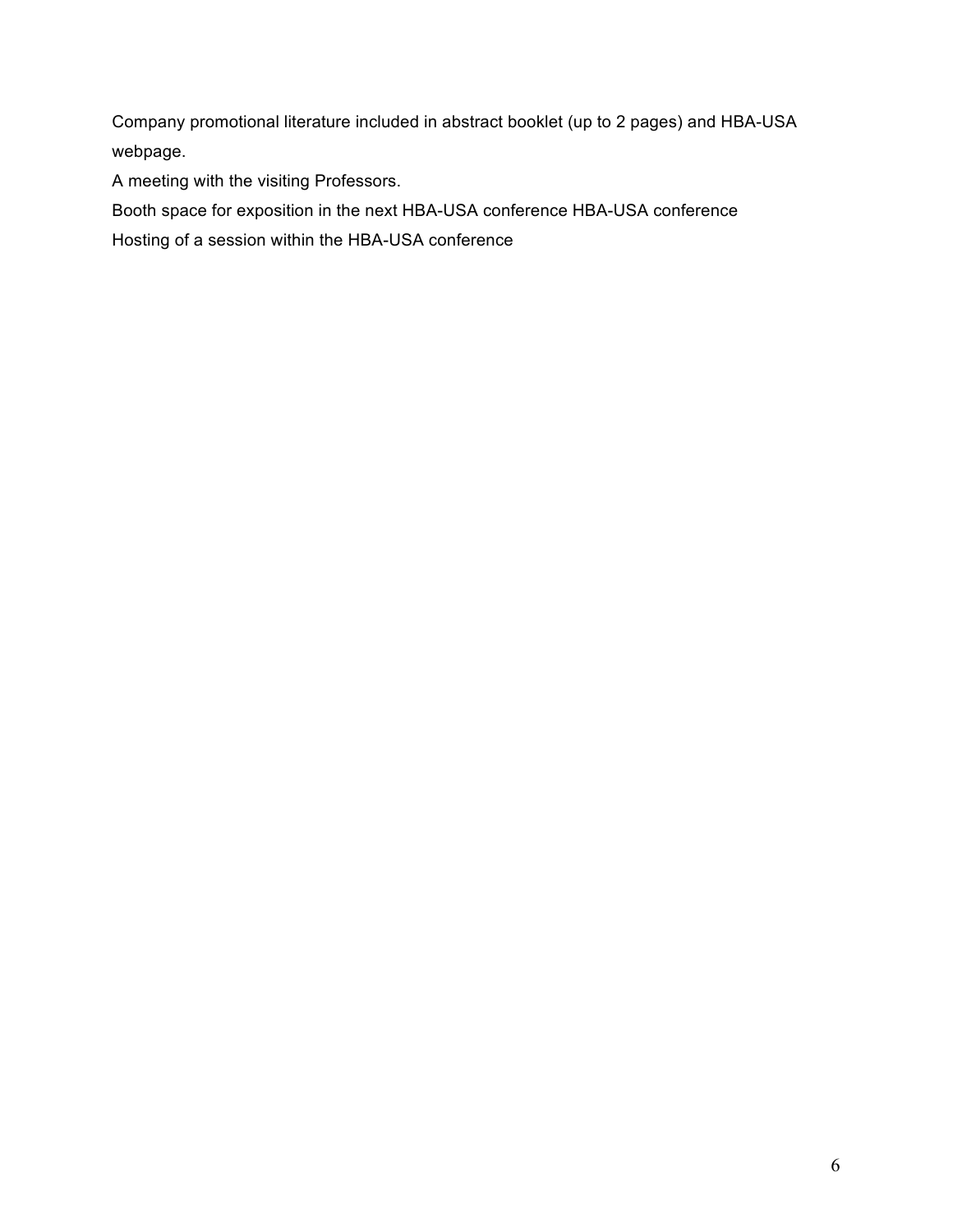Company promotional literature included in abstract booklet (up to 2 pages) and HBA-USA webpage.

A meeting with the visiting Professors.

Booth space for exposition in the next HBA-USA conference HBA-USA conference

Hosting of a session within the HBA-USA conference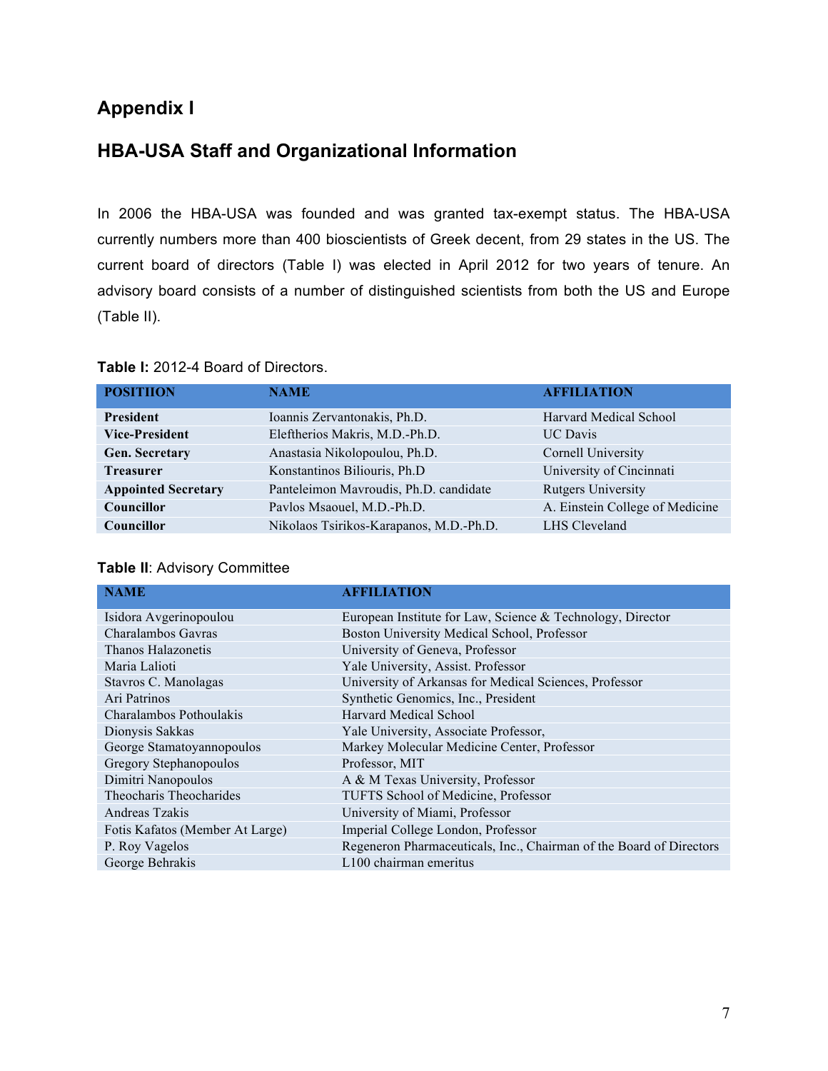# Appendix I

## HBA-USA Staff and Organizational Information

In 2006 the HBA-USA was founded and was granted tax-exempt status. The HBA-USA currently numbers more than 400 bioscientists of Greek decent, from 29 states in the US. The current board of directors (Table I) was elected in April 2012 for two years of tenure. An advisory board consists of a number of distinguished scientists from both the US and Europe (Table II).

**Table I:** 2012-4 Board of Directors.

| POSITIION | NAME | AFFILIATION |
| --- | --- | --- |
| **President** | Ioannis Zervantonakis, Ph.D. | Harvard Medical School |
| **Vice-President** | Eleftherios Makris, M.D.-Ph.D. | UC Davis |
| **Gen. Secretary** | Anastasia Nikolopoulou, Ph.D. | Cornell University |
| **Treasurer** | Konstantinos Biliouris, Ph.D | University of Cincinnati |
| **Appointed Secretary** | Panteleimon Mavroudis, Ph.D. candidate | Rutgers University |
| **Councillor** | Pavlos Msaouel, M.D.-Ph.D. | A. Einstein College of Medicine |
| **Councillor** | Nikolaos Tsirikos-Karapanos, M.D.-Ph.D. | LHS Cleveland |

**Table II**: Advisory Committee

| NAME | AFFILIATION |
| --- | --- |
| Isidora Avgerinopoulou | European Institute for Law, Science & Technology, Director |
| Charalambos Gavras | Boston University Medical School, Professor |
| Thanos Halazonetis | University of Geneva, Professor |
| Maria Lalioti | Yale University, Assist. Professor |
| Stavros C. Manolagas | University of Arkansas for Medical Sciences, Professor |
| Ari Patrinos | Synthetic Genomics, Inc., President |
| Charalambos Pothoulakis | Harvard Medical School |
| Dionysis Sakkas | Yale University, Associate Professor, |
| George Stamatoyannopoulos | Markey Molecular Medicine Center, Professor |
| Gregory Stephanopoulos | Professor, MIT |
| Dimitri Nanopoulos | A & M Texas University, Professor |
| Theocharis Theocharides | TUFTS School of Medicine, Professor |
| Andreas Tzakis | University of Miami, Professor |
| Fotis Kafatos (Member At Large) | Imperial College London, Professor |
| P. Roy Vagelos | Regeneron Pharmaceuticals, Inc., Chairman of the Board of Directors |
| George Behrakis | L100 chairman emeritus |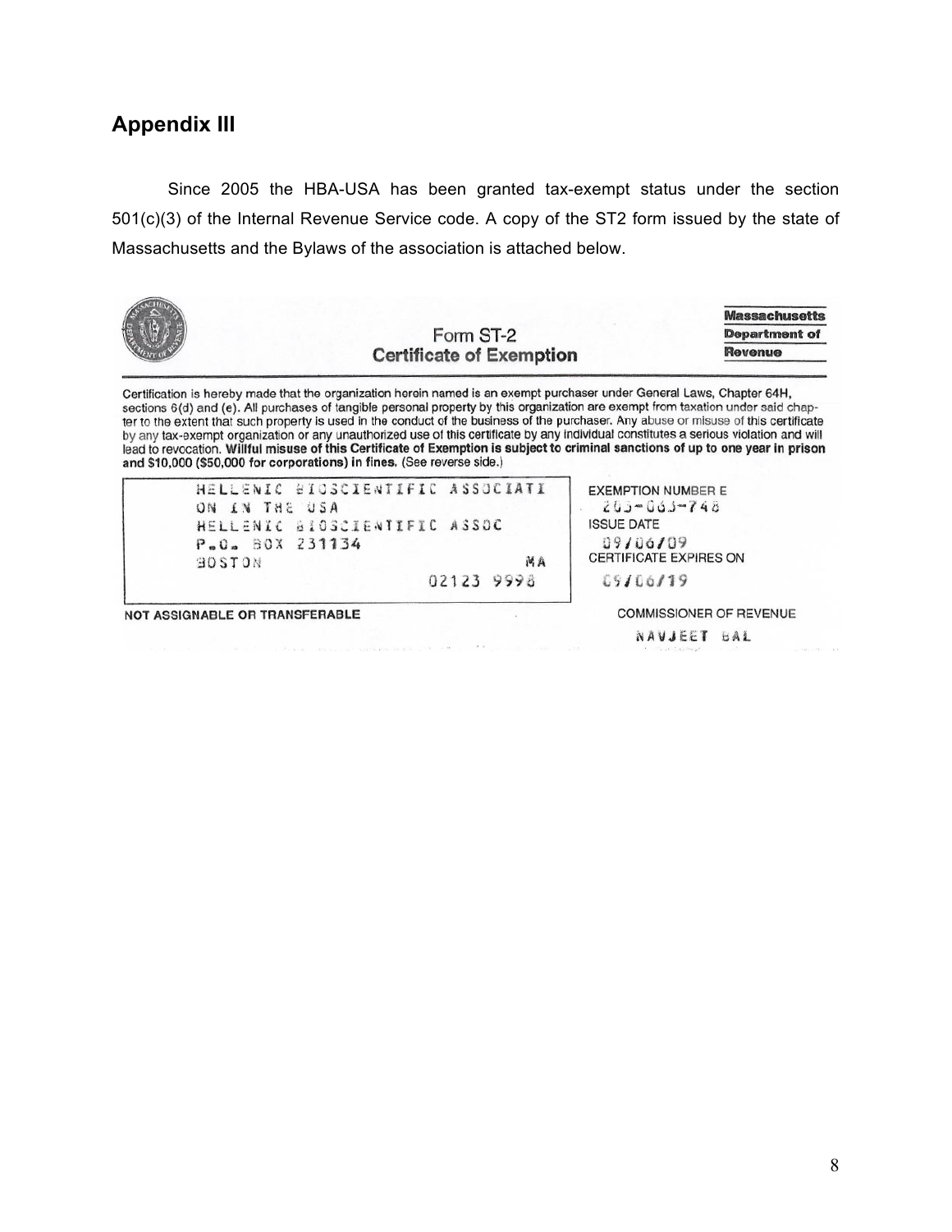## Appendix III

Since 2005 the HBA-USA has been granted tax-exempt status under the section 501(c)(3) of the Internal Revenue Service code. A copy of the ST2 form issued by the state of Massachusetts and the Bylaws of the association is attached below.

Form ST-2

**Certificate of Exemption**

**Massachusetts Department of Revenue**

Certification is hereby made that the organization herein named is an exempt purchaser under General Laws, Chapter 64H, sections 6(d) and (e). All purchases of tangible personal property by this organization are exempt from taxation under said chapter to the extent that such property is used in the conduct of the business of the purchaser. Any abuse or misuse of this certificate by any tax-exempt organization or any unauthorized use of this certificate by any individual constitutes a serious violation and will lead to revocation. **Willful misuse of this Certificate of Exemption is subject to criminal sanctions of up to one year in prison and $10,000 ($50,000 for corporations) in fines.** (See reverse side.)

HELLENIC BIOSCIENTIFIC ASSOCIATI
ON IN THE USA
HELLENIC BIOSCIENTIFIC ASSOC
P.O. BOX 231134
BOSTON MA
02123 9998

EXEMPTION NUMBER E
263-063-748

ISSUE DATE
09/06/09

CERTIFICATE EXPIRES ON
09/06/19

NOT ASSIGNABLE OR TRANSFERABLE

COMMISSIONER OF REVENUE
NAVJEET BAL